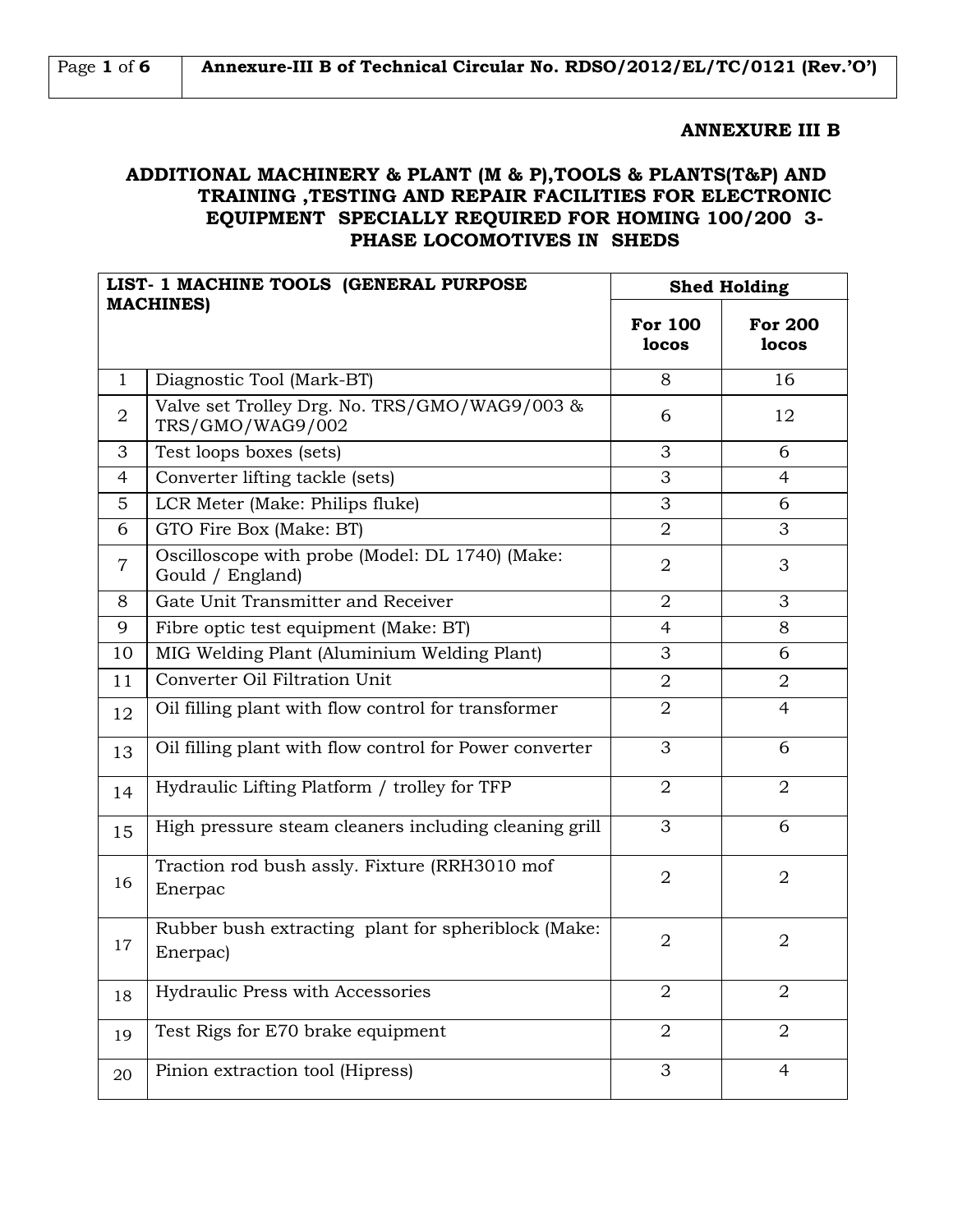## ANNEXURE III B

## ADDITIONAL MACHINERY & PLANT (M & P),TOOLS & PLANTS(T&P) AND TRAINING ,TESTING AND REPAIR FACILITIES FOR ELECTRONIC EQUIPMENT SPECIALLY REQUIRED FOR HOMING 100/200 3-PHASE LOCOMOTIVES IN SHEDS

| LIST- 1 MACHINE TOOLS (GENERAL PURPOSE MACHINES) | | Shed Holding | |
|---|---|---|---|
| | | **For 100 locos** | **For 200 locos** |
| 1 | Diagnostic Tool (Mark-BT) | 8 | 16 |
| 2 | Valve set Trolley Drg. No. TRS/GMO/WAG9/003 & TRS/GMO/WAG9/002 | 6 | 12 |
| 3 | Test loops boxes (sets) | 3 | 6 |
| 4 | Converter lifting tackle (sets) | 3 | 4 |
| 5 | LCR Meter (Make: Philips fluke) | 3 | 6 |
| 6 | GTO Fire Box (Make: BT) | 2 | 3 |
| 7 | Oscilloscope with probe (Model: DL 1740) (Make: Gould / England) | 2 | 3 |
| 8 | Gate Unit Transmitter and Receiver | 2 | 3 |
| 9 | Fibre optic test equipment (Make: BT) | 4 | 8 |
| 10 | MIG Welding Plant (Aluminium Welding Plant) | 3 | 6 |
| 11 | Converter Oil Filtration Unit | 2 | 2 |
| 12 | Oil filling plant with flow control for transformer | 2 | 4 |
| 13 | Oil filling plant with flow control for Power converter | 3 | 6 |
| 14 | Hydraulic Lifting Platform / trolley for TFP | 2 | 2 |
| 15 | High pressure steam cleaners including cleaning grill | 3 | 6 |
| 16 | Traction rod bush assly. Fixture (RRH3010 mof Enerpac | 2 | 2 |
| 17 | Rubber bush extracting plant for spheriblock (Make: Enerpac) | 2 | 2 |
| 18 | Hydraulic Press with Accessories | 2 | 2 |
| 19 | Test Rigs for E70 brake equipment | 2 | 2 |
| 20 | Pinion extraction tool (Hipress) | 3 | 4 |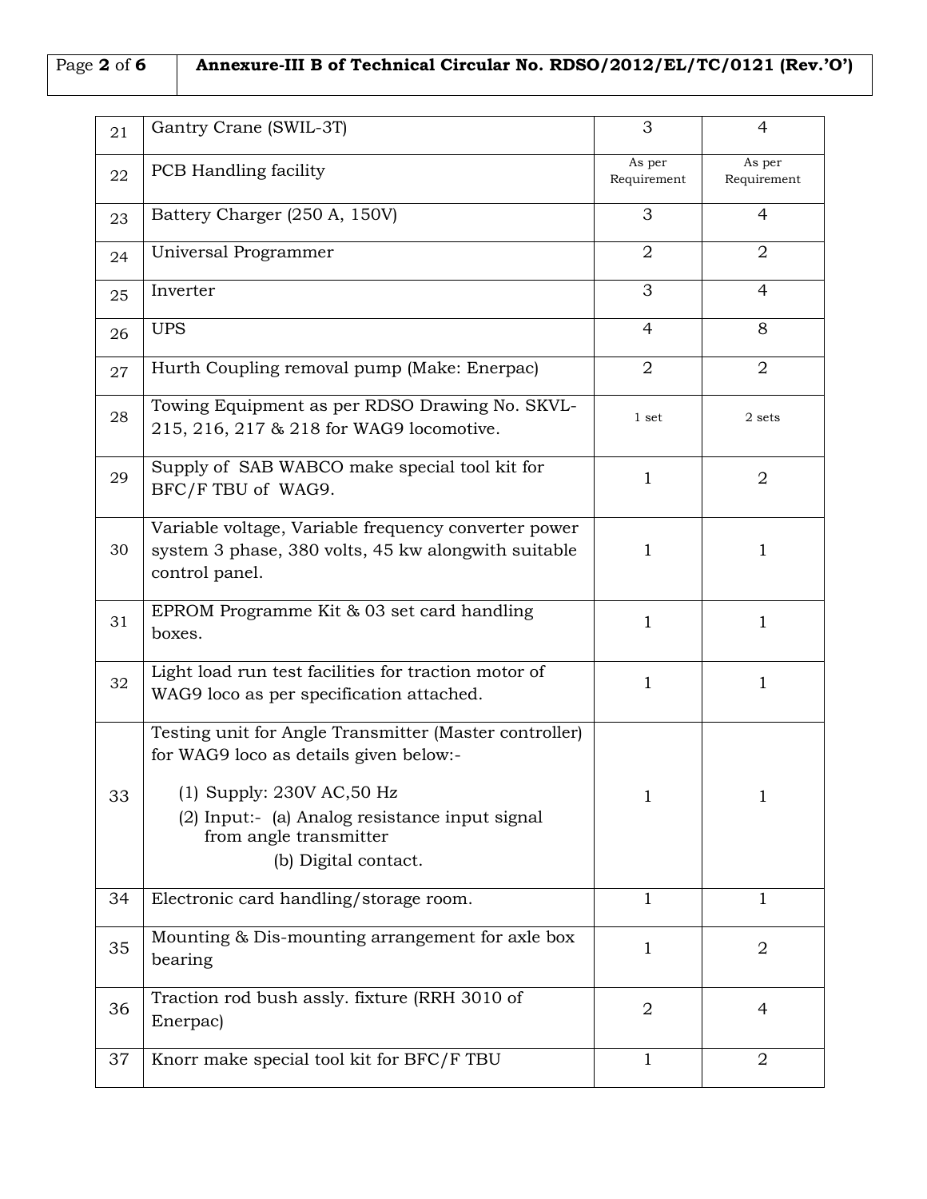| 21 | Gantry Crane (SWIL-3T) | 3 | 4 |
|---|---|---|---|
| 22 | PCB Handling facility | As per Requirement | As per Requirement |
| 23 | Battery Charger (250 A, 150V) | 3 | 4 |
| 24 | Universal Programmer | 2 | 2 |
| 25 | Inverter | 3 | 4 |
| 26 | UPS | 4 | 8 |
| 27 | Hurth Coupling removal pump (Make: Enerpac) | 2 | 2 |
| 28 | Towing Equipment as per RDSO Drawing No. SKVL-215, 216, 217 & 218 for WAG9 locomotive. | 1 set | 2 sets |
| 29 | Supply of SAB WABCO make special tool kit for BFC/F TBU of WAG9. | 1 | 2 |
| 30 | Variable voltage, Variable frequency converter power system 3 phase, 380 volts, 45 kw alongwith suitable control panel. | 1 | 1 |
| 31 | EPROM Programme Kit & 03 set card handling boxes. | 1 | 1 |
| 32 | Light load run test facilities for traction motor of WAG9 loco as per specification attached. | 1 | 1 |
| 33 | Testing unit for Angle Transmitter (Master controller) for WAG9 loco as details given below:- (1) Supply: 230V AC,50 Hz (2) Input:- (a) Analog resistance input signal from angle transmitter (b) Digital contact. | 1 | 1 |
| 34 | Electronic card handling/storage room. | 1 | 1 |
| 35 | Mounting & Dis-mounting arrangement for axle box bearing | 1 | 2 |
| 36 | Traction rod bush assly. fixture (RRH 3010 of Enerpac) | 2 | 4 |
| 37 | Knorr make special tool kit for BFC/F TBU | 1 | 2 |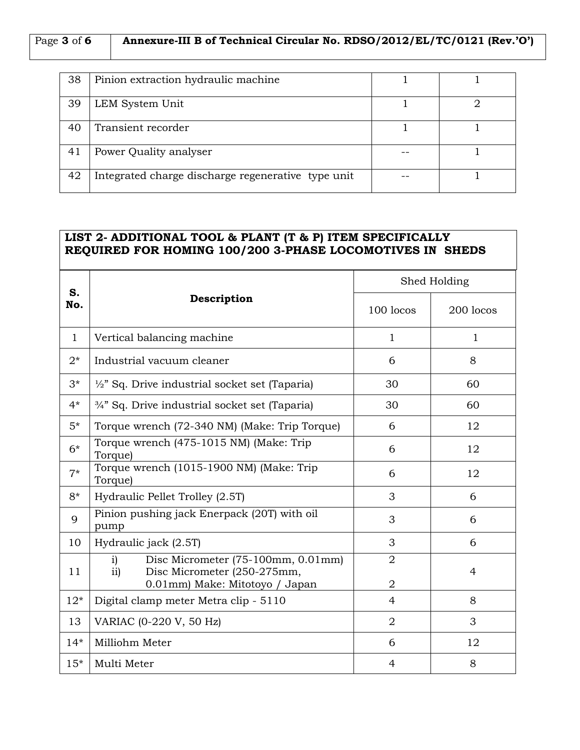| 38 | Pinion extraction hydraulic machine | 1 | 1 |
|---|---|---|---|
| 39 | LEM System Unit | 1 | 2 |
| 40 | Transient recorder | 1 | 1 |
| 41 | Power Quality analyser | -- | 1 |
| 42 | Integrated charge discharge regenerative type unit | -- | 1 |

**LIST 2- ADDITIONAL TOOL & PLANT (T & P) ITEM SPECIFICALLY REQUIRED FOR HOMING 100/200 3-PHASE LOCOMOTIVES IN SHEDS**

| S. No. | Description | Shed Holding | |
|---|---|---|---|
| | | 100 locos | 200 locos |
| 1 | Vertical balancing machine | 1 | 1 |
| 2* | Industrial vacuum cleaner | 6 | 8 |
| 3* | ½" Sq. Drive industrial socket set (Taparia) | 30 | 60 |
| 4* | ¾" Sq. Drive industrial socket set (Taparia) | 30 | 60 |
| 5* | Torque wrench (72-340 NM) (Make: Trip Torque) | 6 | 12 |
| 6* | Torque wrench (475-1015 NM) (Make: Trip Torque) | 6 | 12 |
| 7* | Torque wrench (1015-1900 NM) (Make: Trip Torque) | 6 | 12 |
| 8* | Hydraulic Pellet Trolley (2.5T) | 3 | 6 |
| 9 | Pinion pushing jack Enerpack (20T) with oil pump | 3 | 6 |
| 10 | Hydraulic jack (2.5T) | 3 | 6 |
| 11 | i) Disc Micrometer (75-100mm, 0.01mm)<br>ii) Disc Micrometer (250-275mm, 0.01mm) Make: Mitotoyo / Japan | 2<br>2 | 4 |
| 12* | Digital clamp meter Metra clip - 5110 | 4 | 8 |
| 13 | VARIAC (0-220 V, 50 Hz) | 2 | 3 |
| 14* | Milliohm Meter | 6 | 12 |
| 15* | Multi Meter | 4 | 8 |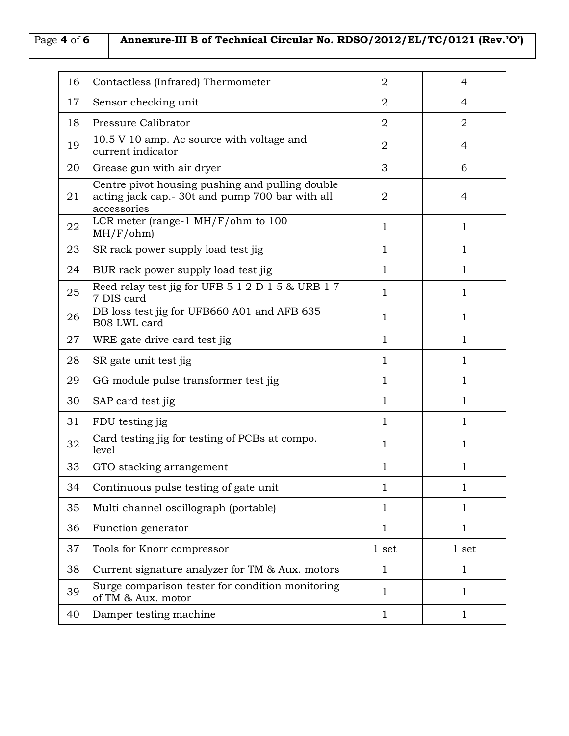| | | | |
|---|---|---|---|
| 16 | Contactless (Infrared) Thermometer | 2 | 4 |
| 17 | Sensor checking unit | 2 | 4 |
| 18 | Pressure Calibrator | 2 | 2 |
| 19 | 10.5 V 10 amp. Ac source with voltage and current indicator | 2 | 4 |
| 20 | Grease gun with air dryer | 3 | 6 |
| 21 | Centre pivot housing pushing and pulling double acting jack cap.- 30t and pump 700 bar with all accessories | 2 | 4 |
| 22 | LCR meter (range-1 MH/F/ohm to 100 MH/F/ohm) | 1 | 1 |
| 23 | SR rack power supply load test jig | 1 | 1 |
| 24 | BUR rack power supply load test jig | 1 | 1 |
| 25 | Reed relay test jig for UFB 5 1 2 D 1 5 & URB 1 7 7 DIS card | 1 | 1 |
| 26 | DB loss test jig for UFB660 A01 and AFB 635 B08 LWL card | 1 | 1 |
| 27 | WRE gate drive card test jig | 1 | 1 |
| 28 | SR gate unit test jig | 1 | 1 |
| 29 | GG module pulse transformer test jig | 1 | 1 |
| 30 | SAP card test jig | 1 | 1 |
| 31 | FDU testing jig | 1 | 1 |
| 32 | Card testing jig for testing of PCBs at compo. level | 1 | 1 |
| 33 | GTO stacking arrangement | 1 | 1 |
| 34 | Continuous pulse testing of gate unit | 1 | 1 |
| 35 | Multi channel oscillograph (portable) | 1 | 1 |
| 36 | Function generator | 1 | 1 |
| 37 | Tools for Knorr compressor | 1 set | 1 set |
| 38 | Current signature analyzer for TM & Aux. motors | 1 | 1 |
| 39 | Surge comparison tester for condition monitoring of TM & Aux. motor | 1 | 1 |
| 40 | Damper testing machine | 1 | 1 |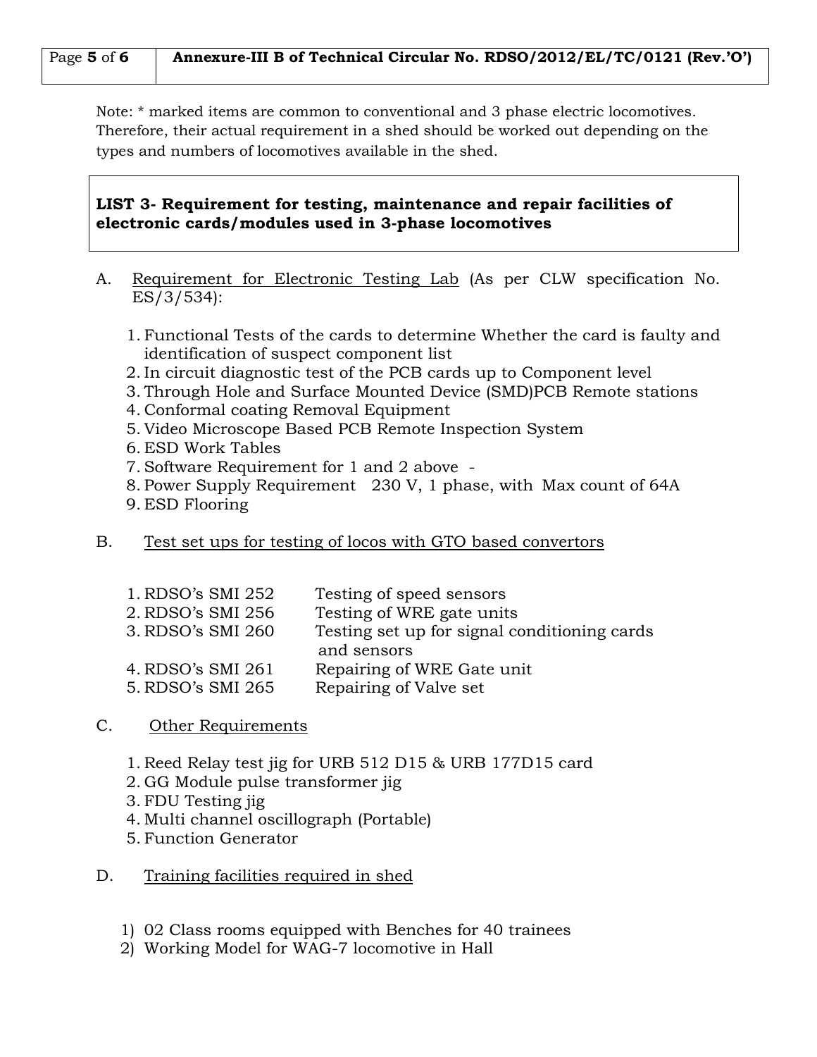Note: * marked items are common to conventional and 3 phase electric locomotives. Therefore, their actual requirement in a shed should be worked out depending on the types and numbers of locomotives available in the shed.

**LIST 3- Requirement for testing, maintenance and repair facilities of electronic cards/modules used in 3-phase locomotives**

A. Requirement for Electronic Testing Lab (As per CLW specification No. ES/3/534):

1. Functional Tests of the cards to determine Whether the card is faulty and identification of suspect component list
2. In circuit diagnostic test of the PCB cards up to Component level
3. Through Hole and Surface Mounted Device (SMD)PCB Remote stations
4. Conformal coating Removal Equipment
5. Video Microscope Based PCB Remote Inspection System
6. ESD Work Tables
7. Software Requirement for 1 and 2 above -
8. Power Supply Requirement 230 V, 1 phase, with Max count of 64A
9. ESD Flooring

B. Test set ups for testing of locos with GTO based convertors

| | |
|---|---|
| 1. RDSO's SMI 252 | Testing of speed sensors |
| 2. RDSO's SMI 256 | Testing of WRE gate units |
| 3. RDSO's SMI 260 | Testing set up for signal conditioning cards and sensors |
| 4. RDSO's SMI 261 | Repairing of WRE Gate unit |
| 5. RDSO's SMI 265 | Repairing of Valve set |

C. Other Requirements

1. Reed Relay test jig for URB 512 D15 & URB 177D15 card
2. GG Module pulse transformer jig
3. FDU Testing jig
4. Multi channel oscillograph (Portable)
5. Function Generator

D. Training facilities required in shed

1) 02 Class rooms equipped with Benches for 40 trainees
2) Working Model for WAG-7 locomotive in Hall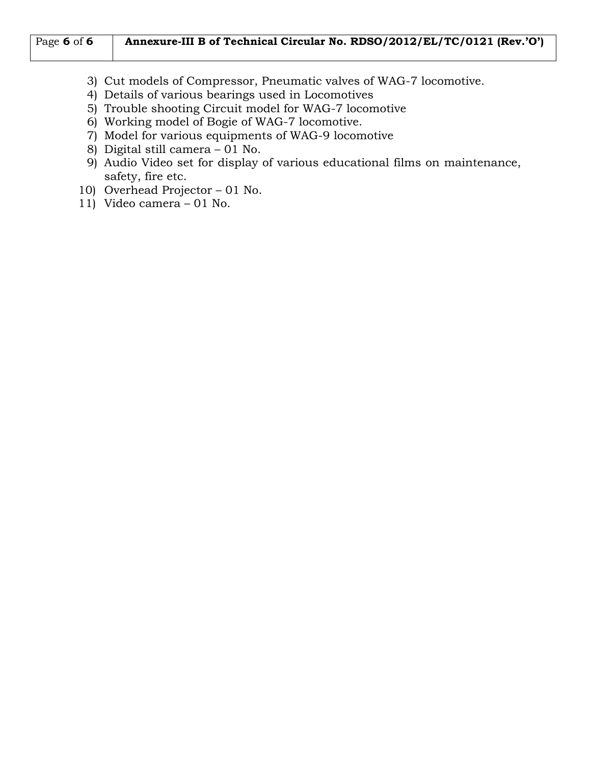3) Cut models of Compressor, Pneumatic valves of WAG-7 locomotive.
4) Details of various bearings used in Locomotives
5) Trouble shooting Circuit model for WAG-7 locomotive
6) Working model of Bogie of WAG-7 locomotive.
7) Model for various equipments of WAG-9 locomotive
8) Digital still camera – 01 No.
9) Audio Video set for display of various educational films on maintenance, safety, fire etc.
10) Overhead Projector – 01 No.
11) Video camera – 01 No.